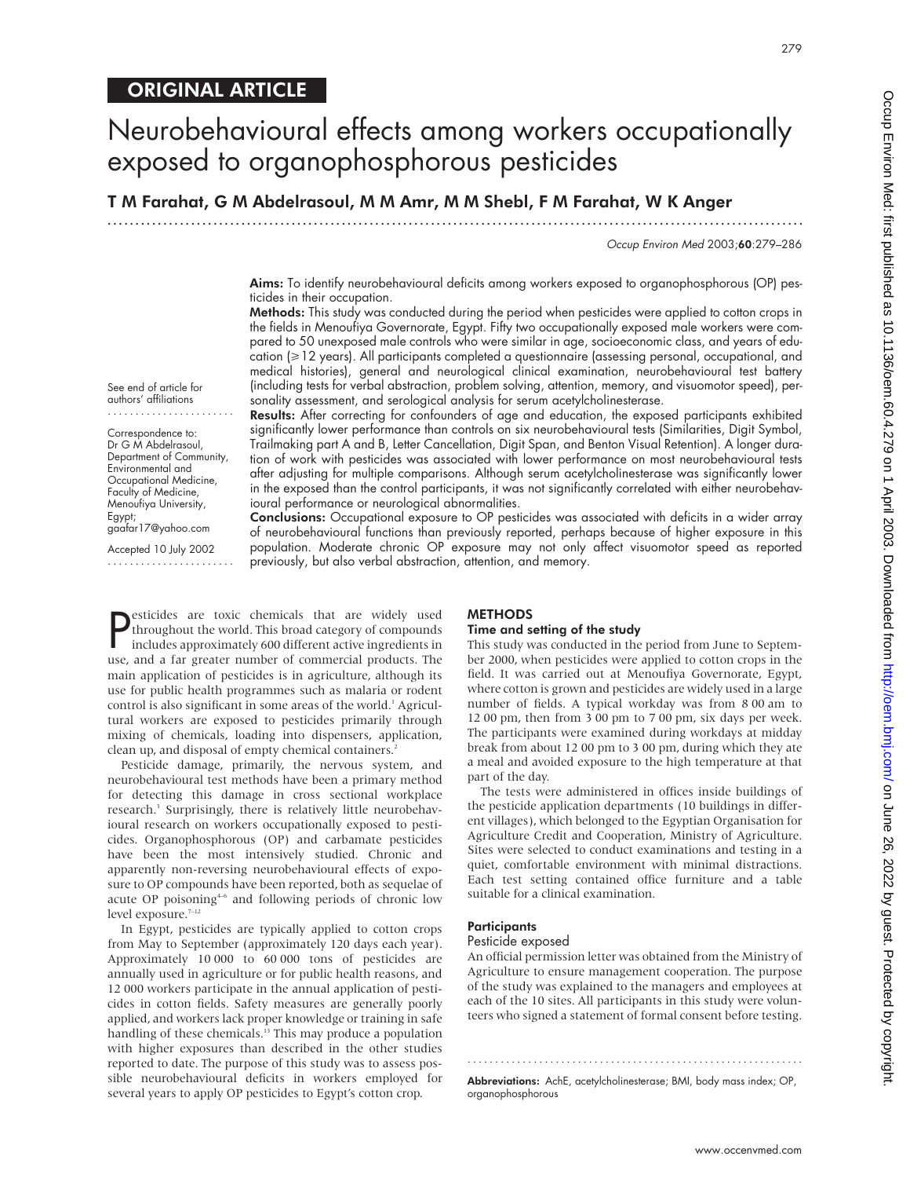ORIGINAL ARTICLE

# Neurobehavioural effects among workers occupationally exposed to organophosphorous pesticides

**T M Farahat, G M Abdelrasoul, M M Amr, M M Shebl, F M Farahat, W K Anger**

See end of article for authors' affiliations

Correspondence to: Dr G M Abdelrasoul, Department of Community, Environmental and Occupational Medicine, Faculty of Medicine, Menoufiya University, Egypt; gaafar17@yahoo.com

Accepted 10 July 2002

**Aims:** To identify neurobehavioural deficits among workers exposed to organophosphorous (OP) pesticides in their occupation.

**Methods:** This study was conducted during the period when pesticides were applied to cotton crops in the fields in Menoufiya Governorate, Egypt. Fifty two occupationally exposed male workers were compared to 50 unexposed male controls who were similar in age, socioeconomic class, and years of education (≥12 years). All participants completed a questionnaire (assessing personal, occupational, and medical histories), general and neurological clinical examination, neurobehavioural test battery (including tests for verbal abstraction, problem solving, attention, memory, and visuomotor speed), personality assessment, and serological analysis for serum acetylcholinesterase.

**Results:** After correcting for confounders of age and education, the exposed participants exhibited significantly lower performance than controls on six neurobehavioural tests (Similarities, Digit Symbol, Trailmaking part A and B, Letter Cancellation, Digit Span, and Benton Visual Retention). A longer duration of work with pesticides was associated with lower performance on most neurobehavioural tests after adjusting for multiple comparisons. Although serum acetylcholinesterase was significantly lower in the exposed than the control participants, it was not significantly correlated with either neurobehavioural performance or neurological abnormalities.

**Conclusions:** Occupational exposure to OP pesticides was associated with deficits in a wider array of neurobehavioural functions than previously reported, perhaps because of higher exposure in this population. Moderate chronic OP exposure may not only affect visuomotor speed as reported previously, but also verbal abstraction, attention, and memory.

Pesticides are toxic chemicals that are widely used throughout the world. This broad category of compounds includes approximately 600 different active ingredients in use, and a far greater number of commercial products. The main application of pesticides is in agriculture, although its use for public health programmes such as malaria or rodent control is also significant in some areas of the world.[1] Agricultural workers are exposed to pesticides primarily through mixing of chemicals, loading into dispensers, application, clean up, and disposal of empty chemical containers.[2]

Pesticide damage, primarily, the nervous system, and neurobehavioural test methods have been a primary method for detecting this damage in cross sectional workplace research.[3] Surprisingly, there is relatively little neurobehavioural research on workers occupationally exposed to pesticides. Organophosphorous (OP) and carbamate pesticides have been the most intensively studied. Chronic and apparently non-reversing neurobehavioural effects of exposure to OP compounds have been reported, both as sequelae of acute OP poisoning[4–6] and following periods of chronic low level exposure.[7–12]

In Egypt, pesticides are typically applied to cotton crops from May to September (approximately 120 days each year). Approximately 10 000 to 60 000 tons of pesticides are annually used in agriculture or for public health reasons, and 12 000 workers participate in the annual application of pesticides in cotton fields. Safety measures are generally poorly applied, and workers lack proper knowledge or training in safe handling of these chemicals.[13] This may produce a population with higher exposures than described in the other studies reported to date. The purpose of this study was to assess possible neurobehavioural deficits in workers employed for several years to apply OP pesticides to Egypt's cotton crop.

## METHODS

### Time and setting of the study

This study was conducted in the period from June to September 2000, when pesticides were applied to cotton crops in the field. It was carried out at Menoufiya Governorate, Egypt, where cotton is grown and pesticides are widely used in a large number of fields. A typical workday was from 8 00 am to 12 00 pm, then from 3 00 pm to 7 00 pm, six days per week. The participants were examined during workdays at midday break from about 12 00 pm to 3 00 pm, during which they ate a meal and avoided exposure to the high temperature at that part of the day.

The tests were administered in offices inside buildings of the pesticide application departments (10 buildings in different villages), which belonged to the Egyptian Organisation for Agriculture Credit and Cooperation, Ministry of Agriculture. Sites were selected to conduct examinations and testing in a quiet, comfortable environment with minimal distractions. Each test setting contained office furniture and a table suitable for a clinical examination.

### Participants

#### Pesticide exposed

An official permission letter was obtained from the Ministry of Agriculture to ensure management cooperation. The purpose of the study was explained to the managers and employees at each of the 10 sites. All participants in this study were volunteers who signed a statement of formal consent before testing.

**Abbreviations:** AchE, acetylcholinesterase; BMI, body mass index; OP, organophosphorous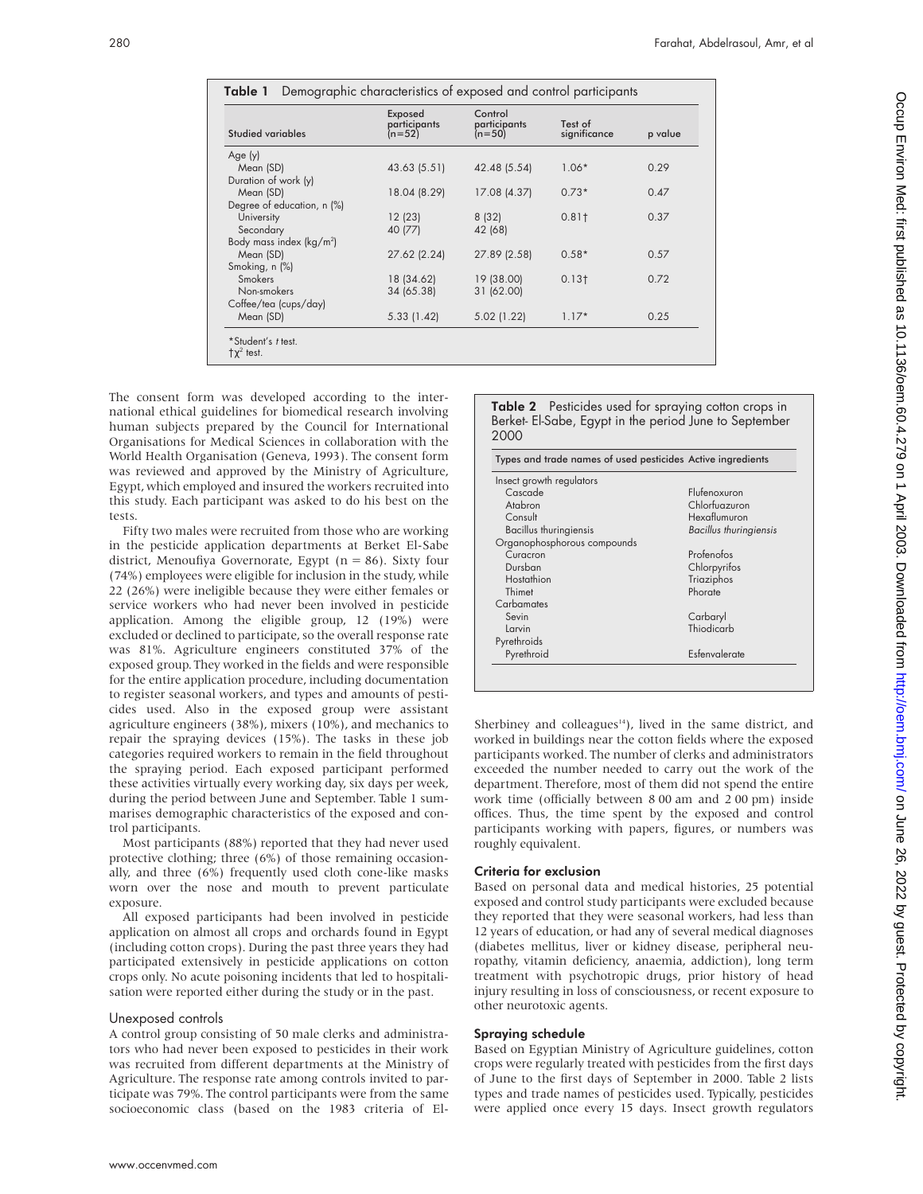**Table 1** Demographic characteristics of exposed and control participants

| Studied variables | Exposed participants (n=52) | Control participants (n=50) | Test of significance | p value |
|---|---|---|---|---|
| Age (y) | | | | |
| Mean (SD) | 43.63 (5.51) | 42.48 (5.54) | 1.06* | 0.29 |
| Duration of work (y) | | | | |
| Mean (SD) | 18.04 (8.29) | 17.08 (4.37) | 0.73* | 0.47 |
| Degree of education, n (%) | | | | |
| University | 12 (23) | 8 (32) | 0.81† | 0.37 |
| Secondary | 40 (77) | 42 (68) | | |
| Body mass index (kg/m²) | | | | |
| Mean (SD) | 27.62 (2.24) | 27.89 (2.58) | 0.58* | 0.57 |
| Smoking, n (%) | | | | |
| Smokers | 18 (34.62) | 19 (38.00) | 0.13† | 0.72 |
| Non-smokers | 34 (65.38) | 31 (62.00) | | |
| Coffee/tea (cups/day) | | | | |
| Mean (SD) | 5.33 (1.42) | 5.02 (1.22) | 1.17* | 0.25 |

*Student's *t* test.
†$\chi^2$ test.

The consent form was developed according to the international ethical guidelines for biomedical research involving human subjects prepared by the Council for International Organisations for Medical Sciences in collaboration with the World Health Organisation (Geneva, 1993). The consent form was reviewed and approved by the Ministry of Agriculture, Egypt, which employed and insured the workers recruited into this study. Each participant was asked to do his best on the tests.

Fifty two males were recruited from those who are working in the pesticide application departments at Berket El-Sabe district, Menoufiya Governorate, Egypt (n = 86). Sixty four (74%) employees were eligible for inclusion in the study, while 22 (26%) were ineligible because they were either females or service workers who had never been involved in pesticide application. Among the eligible group, 12 (19%) were excluded or declined to participate, so the overall response rate was 81%. Agriculture engineers constituted 37% of the exposed group. They worked in the fields and were responsible for the entire application procedure, including documentation to register seasonal workers, and types and amounts of pesticides used. Also in the exposed group were assistant agriculture engineers (38%), mixers (10%), and mechanics to repair the spraying devices (15%). The tasks in these job categories required workers to remain in the field throughout the spraying period. Each exposed participant performed these activities virtually every working day, six days per week, during the period between June and September. Table 1 summarises demographic characteristics of the exposed and control participants.

Most participants (88%) reported that they had never used protective clothing; three (6%) of those remaining occasionally, and three (6%) frequently used cloth cone-like masks worn over the nose and mouth to prevent particulate exposure.

All exposed participants had been involved in pesticide application on almost all crops and orchards found in Egypt (including cotton crops). During the past three years they had participated extensively in pesticide applications on cotton crops only. No acute poisoning incidents that led to hospitalisation were reported either during the study or in the past.

### Unexposed controls

A control group consisting of 50 male clerks and administrators who had never been exposed to pesticides in their work was recruited from different departments at the Ministry of Agriculture. The response rate among controls invited to participate was 79%. The control participants were from the same socioeconomic class (based on the 1983 criteria of El-Sherbiney and colleagues[14]), lived in the same district, and worked in buildings near the cotton fields where the exposed participants worked. The number of clerks and administrators exceeded the number needed to carry out the work of the department. Therefore, most of them did not spend the entire work time (officially between 8 00 am and 2 00 pm) inside offices. Thus, the time spent by the exposed and control participants working with papers, figures, or numbers was roughly equivalent.

**Table 2** Pesticides used for spraying cotton crops in Berket- El-Sabe, Egypt in the period June to September 2000

| Types and trade names of used pesticides | Active ingredients |
|---|---|
| Insect growth regulators | |
| Cascade | Flufenoxuron |
| Atabron | Chlorfuazuron |
| Consult | Hexaflumuron |
| Bacillus thuringiensis | *Bacillus thuringiensis* |
| Organophosphorous compounds | |
| Curacron | Profenofos |
| Dursban | Chlorpyrifos |
| Hostathion | Triaziphos |
| Thimet | Phorate |
| Carbamates | |
| Sevin | Carbaryl |
| Larvin | Thiodicarb |
| Pyrethroids | |
| Pyrethroid | Esfenvalerate |

### Criteria for exclusion

Based on personal data and medical histories, 25 potential exposed and control study participants were excluded because they reported that they were seasonal workers, had less than 12 years of education, or had any of several medical diagnoses (diabetes mellitus, liver or kidney disease, peripheral neuropathy, vitamin deficiency, anaemia, addiction), long term treatment with psychotropic drugs, prior history of head injury resulting in loss of consciousness, or recent exposure to other neurotoxic agents.

### Spraying schedule

Based on Egyptian Ministry of Agriculture guidelines, cotton crops were regularly treated with pesticides from the first days of June to the first days of September in 2000. Table 2 lists types and trade names of pesticides used. Typically, pesticides were applied once every 15 days. Insect growth regulators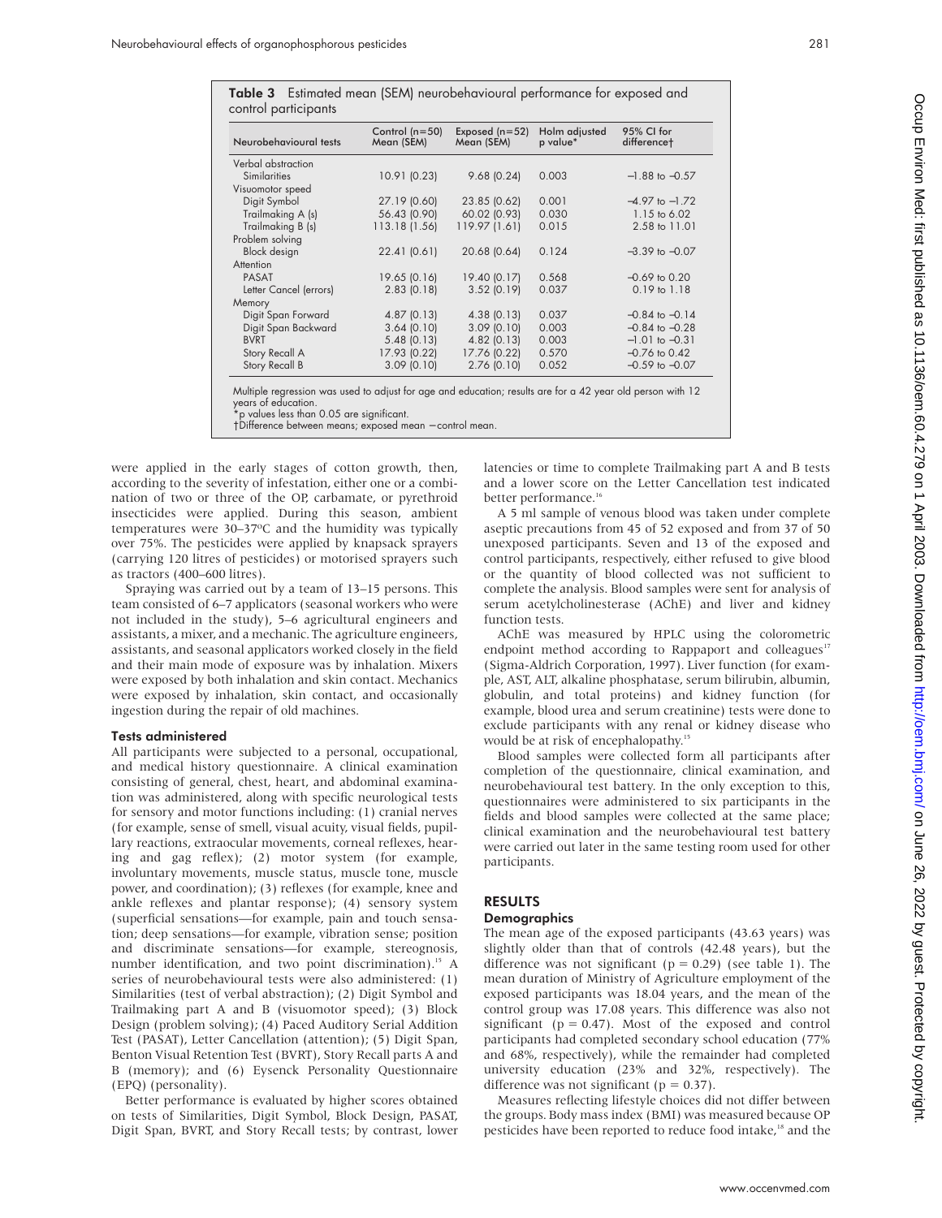**Table 3** Estimated mean (SEM) neurobehavioural performance for exposed and control participants

| Neurobehavioural tests | Control (n=50) Mean (SEM) | Exposed (n=52) Mean (SEM) | Holm adjusted p value* | 95% CI for difference† |
|---|---|---|---|---|
| Verbal abstraction | | | | |
| Similarities | 10.91 (0.23) | 9.68 (0.24) | 0.003 | −1.88 to −0.57 |
| Visuomotor speed | | | | |
| Digit Symbol | 27.19 (0.60) | 23.85 (0.62) | 0.001 | −4.97 to −1.72 |
| Trailmaking A (s) | 56.43 (0.90) | 60.02 (0.93) | 0.030 | 1.15 to 6.02 |
| Trailmaking B (s) | 113.18 (1.56) | 119.97 (1.61) | 0.015 | 2.58 to 11.01 |
| Problem solving | | | | |
| Block design | 22.41 (0.61) | 20.68 (0.64) | 0.124 | −3.39 to −0.07 |
| Attention | | | | |
| PASAT | 19.65 (0.16) | 19.40 (0.17) | 0.568 | −0.69 to 0.20 |
| Letter Cancel (errors) | 2.83 (0.18) | 3.52 (0.19) | 0.037 | 0.19 to 1.18 |
| Memory | | | | |
| Digit Span Forward | 4.87 (0.13) | 4.38 (0.13) | 0.037 | −0.84 to −0.14 |
| Digit Span Backward | 3.64 (0.10) | 3.09 (0.10) | 0.003 | −0.84 to −0.28 |
| BVRT | 5.48 (0.13) | 4.82 (0.13) | 0.003 | −1.01 to −0.31 |
| Story Recall A | 17.93 (0.22) | 17.76 (0.22) | 0.570 | −0.76 to 0.42 |
| Story Recall B | 3.09 (0.10) | 2.76 (0.10) | 0.052 | −0.59 to −0.07 |

Multiple regression was used to adjust for age and education; results are for a 42 year old person with 12 years of education.
*p values less than 0.05 are significant.
†Difference between means; exposed mean −control mean.

were applied in the early stages of cotton growth, then, according to the severity of infestation, either one or a combination of two or three of the OP, carbamate, or pyrethroid insecticides were applied. During this season, ambient temperatures were 30–37°C and the humidity was typically over 75%. The pesticides were applied by knapsack sprayers (carrying 120 litres of pesticides) or motorised sprayers such as tractors (400–600 litres).

Spraying was carried out by a team of 13–15 persons. This team consisted of 6–7 applicators (seasonal workers who were not included in the study), 5–6 agricultural engineers and assistants, a mixer, and a mechanic. The agriculture engineers, assistants, and seasonal applicators worked closely in the field and their main mode of exposure was by inhalation. Mixers were exposed by both inhalation and skin contact. Mechanics were exposed by inhalation, skin contact, and occasionally ingestion during the repair of old machines.

### Tests administered

All participants were subjected to a personal, occupational, and medical history questionnaire. A clinical examination consisting of general, chest, heart, and abdominal examination was administered, along with specific neurological tests for sensory and motor functions including: (1) cranial nerves (for example, sense of smell, visual acuity, visual fields, pupillary reactions, extraocular movements, corneal reflexes, hearing and gag reflex); (2) motor system (for example, involuntary movements, muscle status, muscle tone, muscle power, and coordination); (3) reflexes (for example, knee and ankle reflexes and plantar response); (4) sensory system (superficial sensations—for example, pain and touch sensation; deep sensations—for example, vibration sense; position and discriminate sensations—for example, stereognosis, number identification, and two point discrimination).[15] A series of neurobehavioural tests were also administered: (1) Similarities (test of verbal abstraction); (2) Digit Symbol and Trailmaking part A and B (visuomotor speed); (3) Block Design (problem solving); (4) Paced Auditory Serial Addition Test (PASAT), Letter Cancellation (attention); (5) Digit Span, Benton Visual Retention Test (BVRT), Story Recall parts A and B (memory); and (6) Eysenck Personality Questionnaire (EPQ) (personality).

Better performance is evaluated by higher scores obtained on tests of Similarities, Digit Symbol, Block Design, PASAT, Digit Span, BVRT, and Story Recall tests; by contrast, lower latencies or time to complete Trailmaking part A and B tests and a lower score on the Letter Cancellation test indicated better performance.[16]

A 5 ml sample of venous blood was taken under complete aseptic precautions from 45 of 52 exposed and from 37 of 50 unexposed participants. Seven and 13 of the exposed and control participants, respectively, either refused to give blood or the quantity of blood collected was not sufficient to complete the analysis. Blood samples were sent for analysis of serum acetylcholinesterase (AChE) and liver and kidney function tests.

AChE was measured by HPLC using the colorometric endpoint method according to Rappaport and colleagues[17] (Sigma-Aldrich Corporation, 1997). Liver function (for example, AST, ALT, alkaline phosphatase, serum bilirubin, albumin, globulin, and total proteins) and kidney function (for example, blood urea and serum creatinine) tests were done to exclude participants with any renal or kidney disease who would be at risk of encephalopathy.[15]

Blood samples were collected form all participants after completion of the questionnaire, clinical examination, and neurobehavioural test battery. In the only exception to this, questionnaires were administered to six participants in the fields and blood samples were collected at the same place; clinical examination and the neurobehavioural test battery were carried out later in the same testing room used for other participants.

## RESULTS

### Demographics

The mean age of the exposed participants (43.63 years) was slightly older than that of controls (42.48 years), but the difference was not significant ($p = 0.29$) (see table 1). The mean duration of Ministry of Agriculture employment of the exposed participants was 18.04 years, and the mean of the control group was 17.08 years. This difference was also not significant ($p = 0.47$). Most of the exposed and control participants had completed secondary school education (77% and 68%, respectively), while the remainder had completed university education (23% and 32%, respectively). The difference was not significant ($p = 0.37$).

Measures reflecting lifestyle choices did not differ between the groups. Body mass index (BMI) was measured because OP pesticides have been reported to reduce food intake,[18] and the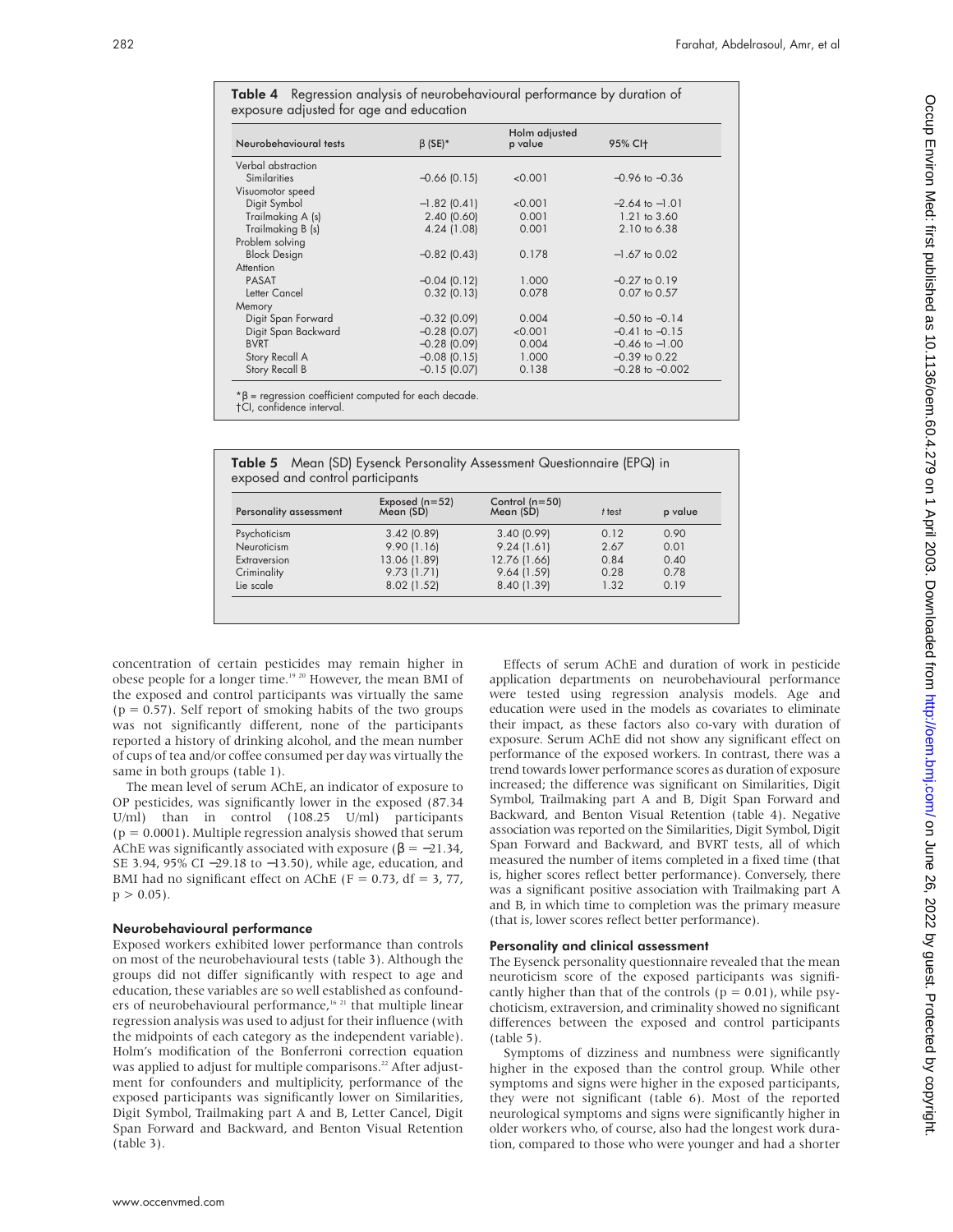**Table 4** Regression analysis of neurobehavioural performance by duration of exposure adjusted for age and education

| Neurobehavioural tests | β (SE)* | Holm adjusted p value | 95% CI† |
|---|---|---|---|
| Verbal abstraction | | | |
| Similarities | −0.66 (0.15) | <0.001 | −0.96 to −0.36 |
| Visuomotor speed | | | |
| Digit Symbol | −1.82 (0.41) | <0.001 | −2.64 to −1.01 |
| Trailmaking A (s) | 2.40 (0.60) | 0.001 | 1.21 to 3.60 |
| Trailmaking B (s) | 4.24 (1.08) | 0.001 | 2.10 to 6.38 |
| Problem solving | | | |
| Block Design | −0.82 (0.43) | 0.178 | −1.67 to 0.02 |
| Attention | | | |
| PASAT | −0.04 (0.12) | 1.000 | −0.27 to 0.19 |
| Letter Cancel | 0.32 (0.13) | 0.078 | 0.07 to 0.57 |
| Memory | | | |
| Digit Span Forward | −0.32 (0.09) | 0.004 | −0.50 to −0.14 |
| Digit Span Backward | −0.28 (0.07) | <0.001 | −0.41 to −0.15 |
| BVRT | −0.28 (0.09) | 0.004 | −0.46 to −1.00 |
| Story Recall A | −0.08 (0.15) | 1.000 | −0.39 to 0.22 |
| Story Recall B | −0.15 (0.07) | 0.138 | −0.28 to −0.002 |

*β = regression coefficient computed for each decade.
†CI, confidence interval.

**Table 5** Mean (SD) Eysenck Personality Assessment Questionnaire (EPQ) in exposed and control participants

| Personality assessment | Exposed (n=52) Mean (SD) | Control (n=50) Mean (SD) | *t* test | p value |
|---|---|---|---|---|
| Psychoticism | 3.42 (0.89) | 3.40 (0.99) | 0.12 | 0.90 |
| Neuroticism | 9.90 (1.16) | 9.24 (1.61) | 2.67 | 0.01 |
| Extraversion | 13.06 (1.89) | 12.76 (1.66) | 0.84 | 0.40 |
| Criminality | 9.73 (1.71) | 9.64 (1.59) | 0.28 | 0.78 |
| Lie scale | 8.02 (1.52) | 8.40 (1.39) | 1.32 | 0.19 |

concentration of certain pesticides may remain higher in obese people for a longer time.[19 20] However, the mean BMI of the exposed and control participants was virtually the same ($p = 0.57$). Self report of smoking habits of the two groups was not significantly different, none of the participants reported a history of drinking alcohol, and the mean number of cups of tea and/or coffee consumed per day was virtually the same in both groups (table 1).

The mean level of serum AChE, an indicator of exposure to OP pesticides, was significantly lower in the exposed (87.34 U/ml) than in control (108.25 U/ml) participants ($p = 0.0001$). Multiple regression analysis showed that serum AChE was significantly associated with exposure ($\beta = -21.34$, SE 3.94, 95% CI −29.18 to −13.50), while age, education, and BMI had no significant effect on AChE ($F = 0.73$, df = 3, 77, $p > 0.05$).

### Neurobehavioural performance

Exposed workers exhibited lower performance than controls on most of the neurobehavioural tests (table 3). Although the groups did not differ significantly with respect to age and education, these variables are so well established as confounders of neurobehavioural performance,[16 21] that multiple linear regression analysis was used to adjust for their influence (with the midpoints of each category as the independent variable). Holm's modification of the Bonferroni correction equation was applied to adjust for multiple comparisons.[22] After adjustment for confounders and multiplicity, performance of the exposed participants was significantly lower on Similarities, Digit Symbol, Trailmaking part A and B, Letter Cancel, Digit Span Forward and Backward, and Benton Visual Retention (table 3).

Effects of serum AChE and duration of work in pesticide application departments on neurobehavioural performance were tested using regression analysis models. Age and education were used in the models as covariates to eliminate their impact, as these factors also co-vary with duration of exposure. Serum AChE did not show any significant effect on performance of the exposed workers. In contrast, there was a trend towards lower performance scores as duration of exposure increased; the difference was significant on Similarities, Digit Symbol, Trailmaking part A and B, Digit Span Forward and Backward, and Benton Visual Retention (table 4). Negative association was reported on the Similarities, Digit Symbol, Digit Span Forward and Backward, and BVRT tests, all of which measured the number of items completed in a fixed time (that is, higher scores reflect better performance). Conversely, there was a significant positive association with Trailmaking part A and B, in which time to completion was the primary measure (that is, lower scores reflect better performance).

### Personality and clinical assessment

The Eysenck personality questionnaire revealed that the mean neuroticism score of the exposed participants was significantly higher than that of the controls ($p = 0.01$), while psychoticism, extraversion, and criminality showed no significant differences between the exposed and control participants (table 5).

Symptoms of dizziness and numbness were significantly higher in the exposed than the control group. While other symptoms and signs were higher in the exposed participants, they were not significant (table 6). Most of the reported neurological symptoms and signs were significantly higher in older workers who, of course, also had the longest work duration, compared to those who were younger and had a shorter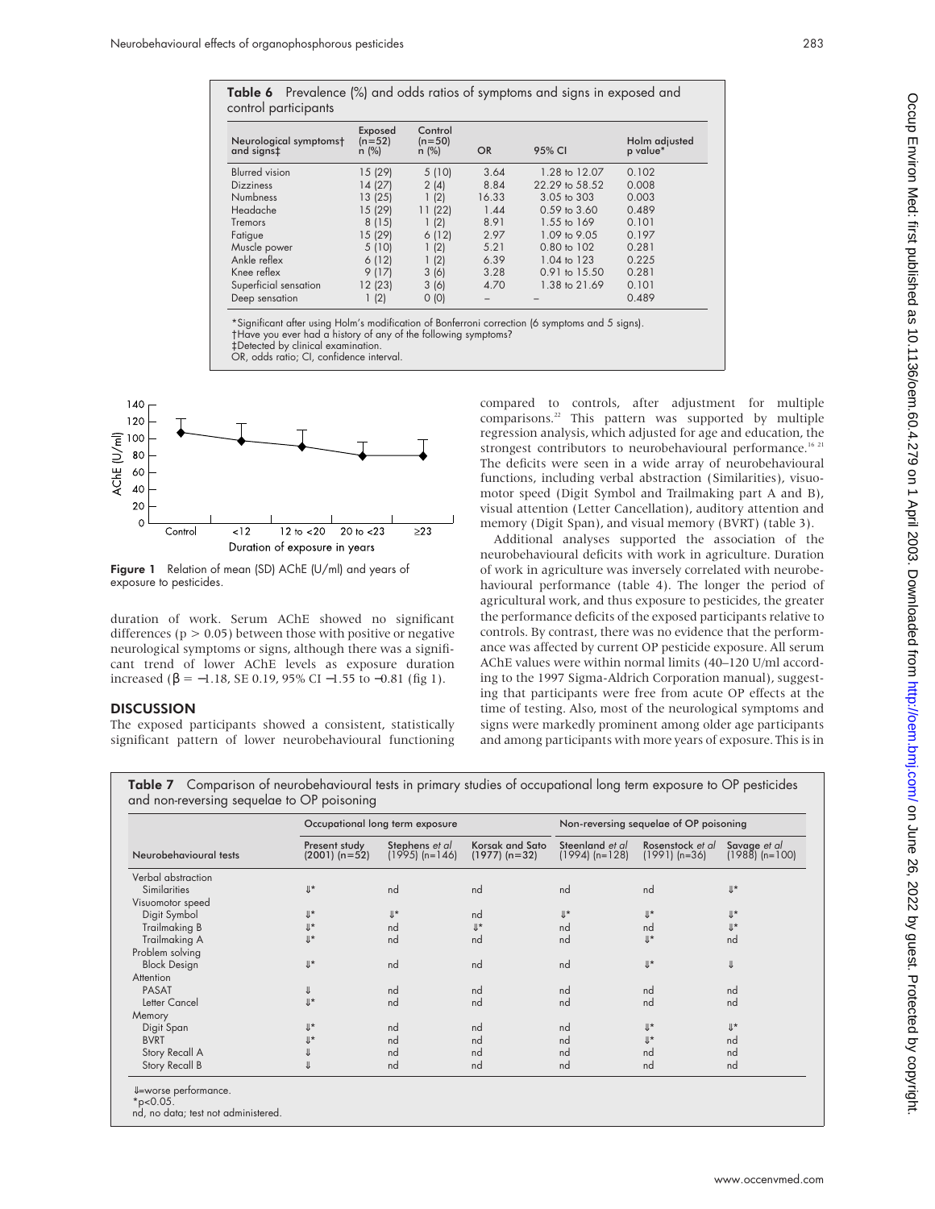**Table 6** Prevalence (%) and odds ratios of symptoms and signs in exposed and control participants

| Neurological symptoms† and signs‡ | Exposed (n=52) n (%) | Control (n=50) n (%) | OR | 95% CI | Holm adjusted p value* |
|---|---|---|---|---|---|
| Blurred vision | 15 (29) | 5 (10) | 3.64 | 1.28 to 12.07 | 0.102 |
| Dizziness | 14 (27) | 2 (4) | 8.84 | 22.29 to 58.52 | 0.008 |
| Numbness | 13 (25) | 1 (2) | 16.33 | 3.05 to 303 | 0.003 |
| Headache | 15 (29) | 11 (22) | 1.44 | 0.59 to 3.60 | 0.489 |
| Tremors | 8 (15) | 1 (2) | 8.91 | 1.55 to 169 | 0.101 |
| Fatigue | 15 (29) | 6 (12) | 2.97 | 1.09 to 9.05 | 0.197 |
| Muscle power | 5 (10) | 1 (2) | 5.21 | 0.80 to 102 | 0.281 |
| Ankle reflex | 6 (12) | 1 (2) | 6.39 | 1.04 to 123 | 0.225 |
| Knee reflex | 9 (17) | 3 (6) | 3.28 | 0.91 to 15.50 | 0.281 |
| Superficial sensation | 12 (23) | 3 (6) | 4.70 | 1.38 to 21.69 | 0.101 |
| Deep sensation | 1 (2) | 0 (0) | – | – | 0.489 |

*Significant after using Holm's modification of Bonferroni correction (6 symptoms and 5 signs).
†Have you ever had a history of any of the following symptoms?
‡Detected by clinical examination.
OR, odds ratio; CI, confidence interval.

**Figure 1** Relation of mean (SD) AChE (U/ml) and years of exposure to pesticides.

duration of work. Serum AChE showed no significant differences ($p > 0.05$) between those with positive or negative neurological symptoms or signs, although there was a significant trend of lower AChE levels as exposure duration increased ($\beta = -1.18$, SE 0.19, 95% CI $-1.55$ to $-0.81$ (fig 1).

## DISCUSSION

The exposed participants showed a consistent, statistically significant pattern of lower neurobehavioural functioning compared to controls, after adjustment for multiple comparisons.[22] This pattern was supported by multiple regression analysis, which adjusted for age and education, the strongest contributors to neurobehavioural performance.[16 21] The deficits were seen in a wide array of neurobehavioural functions, including verbal abstraction (Similarities), visuomotor speed (Digit Symbol and Trailmaking part A and B), visual attention (Letter Cancellation), auditory attention and memory (Digit Span), and visual memory (BVRT) (table 3).

Additional analyses supported the association of the neurobehavioural deficits with work in agriculture. Duration of work in agriculture was inversely correlated with neurobehavioural performance (table 4). The longer the period of agricultural work, and thus exposure to pesticides, the greater the performance deficits of the exposed participants relative to controls. By contrast, there was no evidence that the performance was affected by current OP pesticide exposure. All serum AChE values were within normal limits (40–120 U/ml according to the 1997 Sigma-Aldrich Corporation manual), suggesting that participants were free from acute OP effects at the time of testing. Also, most of the neurological symptoms and signs were markedly prominent among older age participants and among participants with more years of exposure. This is in

**Table 7** Comparison of neurobehavioural tests in primary studies of occupational long term exposure to OP pesticides and non-reversing sequelae to OP poisoning

| | Occupational long term exposure | | | Non-reversing sequelae of OP poisoning | | |
|---|---|---|---|---|---|---|
| Neurobehavioural tests | Present study (2001) (n=52) | Stephens *et al* (1995) (n=146) | Korsak and Sato (1977) (n=32) | Steenland *et al* (1994) (n=128) | Rosenstock *et al* (1991) (n=36) | Savage *et al* (1988) (n=100) |
| Verbal abstraction | | | | | | |
| Similarities | ⇓* | nd | nd | nd | nd | ⇓* |
| Visuomotor speed | | | | | | |
| Digit Symbol | ⇓* | ⇓* | nd | ⇓* | ⇓* | ⇓* |
| Trailmaking B | ⇓* | nd | ⇓* | nd | nd | ⇓* |
| Trailmaking A | ⇓* | nd | nd | nd | ⇓* | nd |
| Problem solving | | | | | | |
| Block Design | ⇓* | nd | nd | nd | ⇓* | ⇓ |
| Attention | | | | | | |
| PASAT | ⇓ | nd | nd | nd | nd | nd |
| Letter Cancel | ⇓* | nd | nd | nd | nd | nd |
| Memory | | | | | | |
| Digit Span | ⇓* | nd | nd | nd | ⇓* | ⇓* |
| BVRT | ⇓* | nd | nd | nd | ⇓* | nd |
| Story Recall A | ⇓ | nd | nd | nd | nd | nd |
| Story Recall B | ⇓ | nd | nd | nd | nd | nd |

⇓=worse performance.
*$p<0.05$.
nd, no data; test not administered.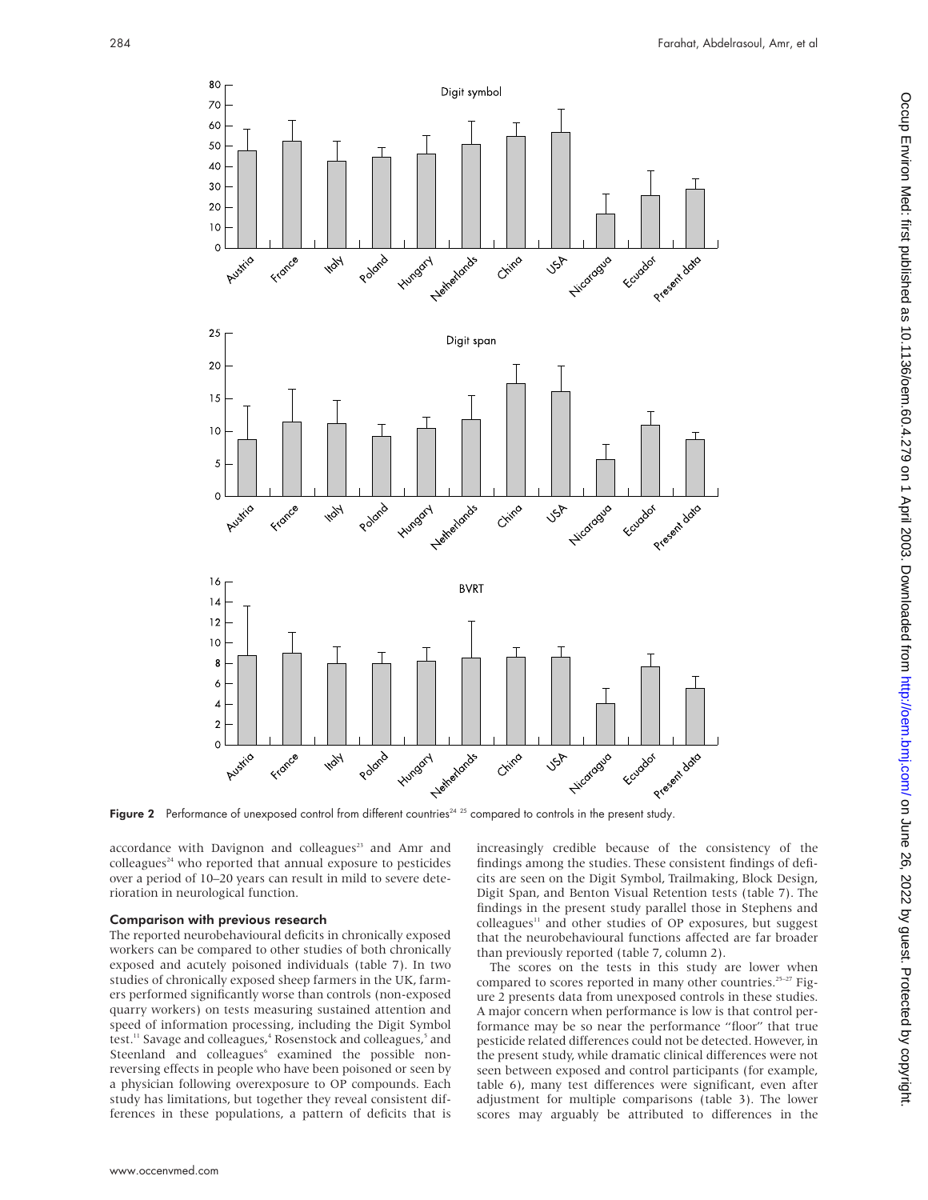**Figure 2** Performance of unexposed control from different countries[24 25] compared to controls in the present study.

accordance with Davignon and colleagues[23] and Amr and colleagues[24] who reported that annual exposure to pesticides over a period of 10–20 years can result in mild to severe deterioration in neurological function.

### Comparison with previous research

The reported neurobehavioural deficits in chronically exposed workers can be compared to other studies of both chronically exposed and acutely poisoned individuals (table 7). In two studies of chronically exposed sheep farmers in the UK, farmers performed significantly worse than controls (non-exposed quarry workers) on tests measuring sustained attention and speed of information processing, including the Digit Symbol test.[11] Savage and colleagues,[4] Rosenstock and colleagues,[5] and Steenland and colleagues[6] examined the possible non-reversing effects in people who have been poisoned or seen by a physician following overexposure to OP compounds. Each study has limitations, but together they reveal consistent differences in these populations, a pattern of deficits that is increasingly credible because of the consistency of the findings among the studies. These consistent findings of deficits are seen on the Digit Symbol, Trailmaking, Block Design, Digit Span, and Benton Visual Retention tests (table 7). The findings in the present study parallel those in Stephens and colleagues[11] and other studies of OP exposures, but suggest that the neurobehavioural functions affected are far broader than previously reported (table 7, column 2).

The scores on the tests in this study are lower when compared to scores reported in many other countries.[25–27] Figure 2 presents data from unexposed controls in these studies. A major concern when performance is low is that control performance may be so near the performance "floor" that true pesticide related differences could not be detected. However, in the present study, while dramatic clinical differences were not seen between exposed and control participants (for example, table 6), many test differences were significant, even after adjustment for multiple comparisons (table 3). The lower scores may arguably be attributed to differences in the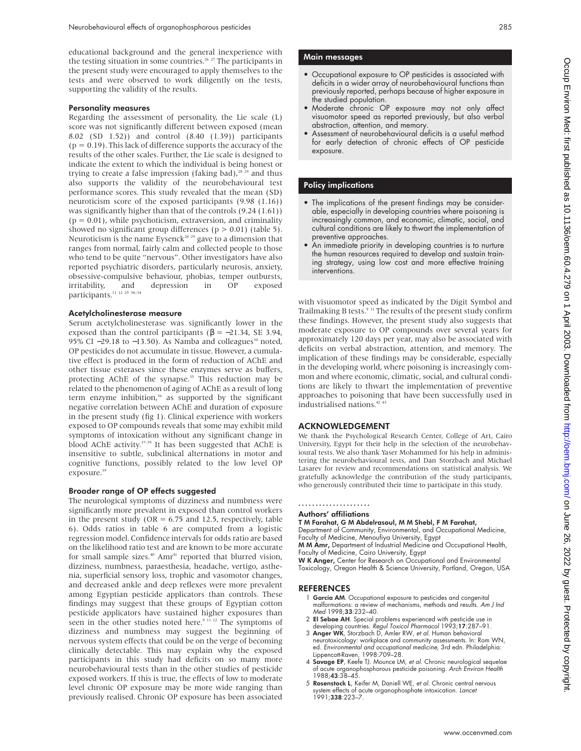educational background and the general inexperience with the testing situation in some countries.[26 27] The participants in the present study were encouraged to apply themselves to the tests and were observed to work diligently on the tests, supporting the validity of the results.

#### Personality measures

Regarding the assessment of personality, the Lie scale (L) score was not significantly different between exposed (mean 8.02 (SD 1.52)) and control (8.40 (1.39)) participants ($p = 0.19$). This lack of difference supports the accuracy of the results of the other scales. Further, the Lie scale is designed to indicate the extent to which the individual is being honest or trying to create a false impression (faking bad),[28 29] and thus also supports the validity of the neurobehavioural test performance scores. This study revealed that the mean (SD) neuroticism score of the exposed participants (9.98 (1.16)) was significantly higher than that of the controls (9.24 (1.61)) ($p = 0.01$), while psychoticism, extraversion, and criminality showed no significant group differences ($p > 0.01$) (table 5). Neuroticism is the name Eysenck[28 29] gave to a dimension that ranges from normal, fairly calm and collected people to those who tend to be quite "nervous". Other investigators have also reported psychiatric disorders, particularly neurosis, anxiety, obsessive-compulsive behaviour, phobias, temper outbursts, irritability, and depression in OP exposed participants.[11 12 25 30–34]

#### Acetylcholinesterase measure

Serum acetylcholinesterase was significantly lower in the exposed than the control participants ($\beta = -21.34$, SE 3.94, 95% CI −29.18 to −13.50). As Namba and colleagues[34] noted, OP pesticides do not accumulate in tissue. However, a cumulative effect is produced in the form of reduction of AChE and other tissue esterases since these enzymes serve as buffers, protecting AChE of the synapse.[35] This reduction may be related to the phenomenon of aging of AChE as a result of long term enzyme inhibition,[36] as supported by the significant negative correlation between AChE and duration of exposure in the present study (fig 1). Clinical experience with workers exposed to OP compounds reveals that some may exhibit mild symptoms of intoxication without any significant change in blood AChE activity.[37–39] It has been suggested that AChE is insensitive to subtle, subclinical alternations in motor and cognitive functions, possibly related to the low level OP exposure.[39]

#### Broader range of OP effects suggested

The neurological symptoms of dizziness and numbness were significantly more prevalent in exposed than control workers in the present study (OR = 6.75 and 12.5, respectively, table 6). Odds ratios in table 6 are computed from a logistic regression model. Confidence intervals for odds ratio are based on the likelihood ratio test and are known to be more accurate for small sample sizes.[40] Amr[41] reported that blurred vision, dizziness, numbness, paraesthesia, headache, vertigo, asthenia, superficial sensory loss, trophic and vasomotor changes, and decreased ankle and deep reflexes were more prevalent among Egyptian pesticide applicators than controls. These findings may suggest that these groups of Egyptian cotton pesticide applicators have sustained higher exposures than seen in the other studies noted here.[9 11 12] The symptoms of dizziness and numbness may suggest the beginning of nervous system effects that could be on the verge of becoming clinically detectable. This may explain why the exposed participants in this study had deficits on so many more neurobehavioural tests than in the other studies of pesticide exposed workers. If this is true, the effects of low to moderate level chronic OP exposure may be more wide ranging than previously realised. Chronic OP exposure has been associated with visuomotor speed as indicated by the Digit Symbol and Trailmaking B tests.[9 11] The results of the present study confirm these findings. However, the present study also suggests that moderate exposure to OP compounds over several years for approximately 120 days per year, may also be associated with deficits on verbal abstraction, attention, and memory. The implication of these findings may be considerable, especially in the developing world, where poisoning is increasingly common and where economic, climatic, social, and cultural conditions are likely to thwart the implementation of preventive approaches to poisoning that have been successfully used in industrialised nations.[42 43]

#### Main messages

- Occupational exposure to OP pesticides is associated with deficits in a wider array of neurobehavioural functions than previously reported, perhaps because of higher exposure in the studied population.
- Moderate chronic OP exposure may not only affect visuomotor speed as reported previously, but also verbal abstraction, attention, and memory.
- Assessment of neurobehavioural deficits is a useful method for early detection of chronic effects of OP pesticide exposure.

#### Policy implications

- The implications of the present findings may be considerable, especially in developing countries where poisoning is increasingly common, and economic, climatic, social, and cultural conditions are likely to thwart the implementation of preventive approaches.
- An immediate priority in developing countries is to nurture the human resources required to develop and sustain training strategy, using low cost and more effective training interventions.

## ACKNOWLEDGEMENT

We thank the Psychological Research Center, College of Art, Cairo University, Egypt for their help in the selection of the neurobehavioural tests. We also thank Yaser Mohammed for his help in administering the neurobehavioural tests, and Dan Storzbach and Michael Lasarev for review and recommendations on statistical analysis. We gratefully acknowledge the contribution of the study participants, who generously contributed their time to participate in this study.

#### Authors' affiliations

**T M Farahat, G M Abdelrasoul, M M Shebl, F M Farahat,** Department of Community, Environmental, and Occupational Medicine, Faculty of Medicine, Menoufiya University, Egypt

**M M Amr,** Department of Industrial Medicine and Occupational Health, Faculty of Medicine, Cairo University, Egypt

**W K Anger,** Center for Research on Occupational and Environmental Toxicology, Oregon Health & Science University, Portland, Oregon, USA

## REFERENCES

1. **García AM**. Occupational exposure to pesticides and congenital malformations: a review of mechanisms, methods and results. *Am J Ind Med* 1998;**33**:232–40.
2. **El Sebae AH**. Special problems experienced with pesticide use in developing countries. *Regul Toxicol Pharmacol* 1993;**17**:287–91.
3. **Anger WK**, Storzbach D, Amler RW, *et al*. Human behavioral neurotoxicology: workplace and community assessments. In: Rom WN, ed. *Environmental and occupational medicine*, 3rd edn. Philadelphia: Lippencott-Raven, 1998:709–28.
4. **Savage EP**, Keefe TJ. Mounce LM, *et al*. Chronic neurological sequelae of acute organophosphorous pesticide poisoning. *Arch Environ Health* 1988;**43**:38–45.
5. **Rosenstock L**, Keifer M, Daniell WE, *et al*. Chronic central nervous system effects of acute organophosphate intoxication. *Lancet* 1991;**338**:223–7.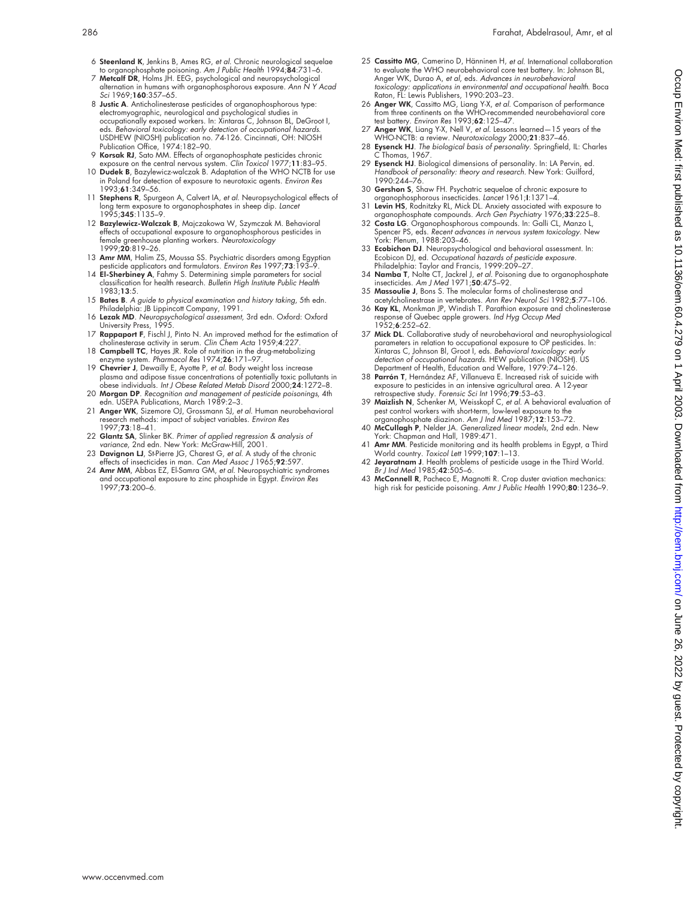6 **Steenland K**, Jenkins B, Ames RG, *et al*. Chronic neurological sequelae to organophosphate poisoning. *Am J Public Health* 1994;**84**:731–6.

7 **Metcalf DR**, Holms JH. EEG, psychological and neuropsychological alternation in humans with organophosphorous exposure. *Ann N Y Acad Sci* 1969;**160**:357–65.

8 **Justic A**. Anticholinesterase pesticides of organophosphorous type: electromyographic, neurological and psychological studies in occupationally exposed workers. In: Xintaras C, Johnson BL, DeGroot I, eds. *Behavioral toxicology: early detection of occupational hazards*. USDHEW (NIOSH) publication no. 74-126. Cincinnati, OH: NIOSH Publication Office, 1974:182–90.

9 **Korsak RJ**, Sato MM. Effects of organophosphate pesticides chronic exposure on the central nervous system. *Clin Toxicol* 1977;**11**:83–95.

10 **Dudek B**, Bazylewicz-walczak B. Adaptation of the WHO NCTB for use in Poland for detection of exposure to neurotoxic agents. *Environ Res* 1993;**61**:349–56.

11 **Stephens R**, Spurgeon A, Calvert IA, *et al*. Neuropsychological effects of long term exposure to organophosphates in sheep dip. *Lancet* 1995;**345**:1135–9.

12 **Bazylewicz-Walczak B**, Majczakowa W, Szymczak M. Behavioral effects of occupational exposure to organophosphorous pesticides in female greenhouse planting workers. *Neurotoxicology* 1999;**20**:819–26.

13 **Amr MM**, Halim ZS, Moussa SS. Psychiatric disorders among Egyptian pesticide applicators and formulators. *Environ Res* 1997;**73**:193–9.

14 **El-Sherbiney A**, Fahmy S. Determining simple parameters for social classification for health research. *Bulletin High Institute Public Health* 1983;**13**:5.

15 **Bates B**. *A guide to physical examination and history taking*, 5th edn. Philadelphia: JB Lippincott Company, 1991.

16 **Lezak MD**. *Neuropsychological assessment*, 3rd edn. Oxford: Oxford University Press, 1995.

17 **Rappaport F**, Fischl J, Pinto N. An improved method for the estimation of cholinesterase activity in serum. *Clin Chem Acta* 1959;**4**:227.

18 **Campbell TC**, Hayes JR. Role of nutrition in the drug-metabolizing enzyme system. *Pharmacol Res* 1974;**26**:171–97.

19 **Chevrier J**, Dewailly E, Ayotte P, *et al*. Body weight loss increase plasma and adipose tissue concentrations of potentially toxic pollutants in obese individuals. *Int J Obese Related Metab Disord* 2000;**24**:1272–8.

20 **Morgan DP**. *Recognition and management of pesticide poisonings*, 4th edn. USEPA Publications, March 1989:2–3.

21 **Anger WK**, Sizemore OJ, Grossmann SJ, *et al*. Human neurobehavioral research methods: impact of subject variables. *Environ Res* 1997;**73**:18–41.

22 **Glantz SA**, Slinker BK. *Primer of applied regression & analysis of variance*, 2nd edn. New York: McGraw-Hill, 2001.

23 **Davignon LJ**, St-Pierre JG, Charest G, *et al*. A study of the chronic effects of insecticides in man. *Can Med Assoc J* 1965;**92**:597.

24 **Amr MM**, Abbas EZ, El-Samra GM, *et al*. Neuropsychiatric syndromes and occupational exposure to zinc phosphide in Egypt. *Environ Res* 1997;**73**:200–6.

25 **Cassitto MG**, Camerino D, Hänninen H, *et al*. International collaboration to evaluate the WHO neurobehavioral core test battery. In: Johnson BL, Anger WK, Durao A, *et al*, eds. *Advances in neurobehavioral toxicology: applications in environmental and occupational health*. Boca Raton, FL: Lewis Publishers, 1990:203–23.

26 **Anger WK**, Cassitto MG, Liang Y-X, *et al*. Comparison of performance from three continents on the WHO-recommended neurobehavioral core test battery. *Environ Res* 1993;**62**:125–47.

27 **Anger WK**, Liang Y-X, Nell V, *et al*. Lessons learned—15 years of the WHO-NCTB: a review. *Neurotoxicology* 2000;**21**:837–46.

28 **Eysenck HJ**. *The biological basis of personality*. Springfield, IL: Charles C Thomas, 1967.

29 **Eysenck HJ**. Biological dimensions of personality. In: LA Pervin, ed. *Handbook of personality: theory and research*. New York: Guilford, 1990:244–76.

30 **Gershon S**, Shaw FH. Psychatric sequelae of chronic exposure to organophosphorous insecticides. *Lancet* 1961;**I**:1371–4.

31 **Levin HS**, Rodnitzky RL, Mick DL. Anxiety associated with exposure to organophosphate compounds. *Arch Gen Psychiatry* 1976;**33**:225–8.

32 **Costa LG**. Organophosphorous compounds. In: Galli CL, Manzo L, Spencer PS, eds. *Recent advances in nervous system toxicology*. New York: Plenum, 1988:203–46.

33 **Ecobichon DJ**. Neuropsychological and behavioral assessment. In: Ecobicon DJ, ed. *Occupational hazards of pesticide exposure*. Philadelphia: Taylor and Francis, 1999:209–27.

34 **Namba T**, Nolte CT, Jackrel J, *et al*. Poisoning due to organophosphate insecticides. *Am J Med* 1971;**50**:475–92.

35 **Massoulie J**, Bons S. The molecular forms of cholinesterase and acetylcholinestrase in vertebrates. *Ann Rev Neurol Sci* 1982;**5**:77–106.

36 **Kay KL**, Monkman JP, Windish T. Parathion exposure and cholinesterase response of Quebec apple growers. *Ind Hyg Occup Med* 1952;**6**:252–62.

37 **Mick DL**. Collaborative study of neurobehavioral and neurophysiological parameters in relation to occupational exposure to OP pesticides. In: Xintaras C, Johnson Bl, Groot I, eds. *Behavioral toxicology: early detection of occupational hazards*. HEW publication (NIOSH). US Department of Health, Education and Welfare, 1979:74–126.

38 **Parrón T**, Hernández AF, Villanueva E. Increased risk of suicide with exposure to pesticides in an intensive agricultural area. A 12-year retrospective study. *Forensic Sci Int* 1996;**79**:53–63.

39 **Maizlish N**, Schenker M, Weisskopf C, *et al*. A behavioral evaluation of pest control workers with short-term, low-level exposure to the organophosphate diazinon. *Am J Ind Med* 1987;**12**:153–72.

40 **McCullagh P**, Nelder JA. *Generalized linear models*, 2nd edn. New York: Chapman and Hall, 1989:471.

41 **Amr MM**. Pesticide monitoring and its health problems in Egypt, a Third World country. *Toxicol Lett* 1999;**107**:1–13.

42 **Jeyaratnam J**. Health problems of pesticide usage in the Third World. *Br J Ind Med* 1985;**42**:505–6.

43 **McConnell R**, Pacheco E, Magnotti R. Crop duster aviation mechanics: high risk for pesticide poisoning. *Amr J Public Health* 1990;**80**:1236–9.